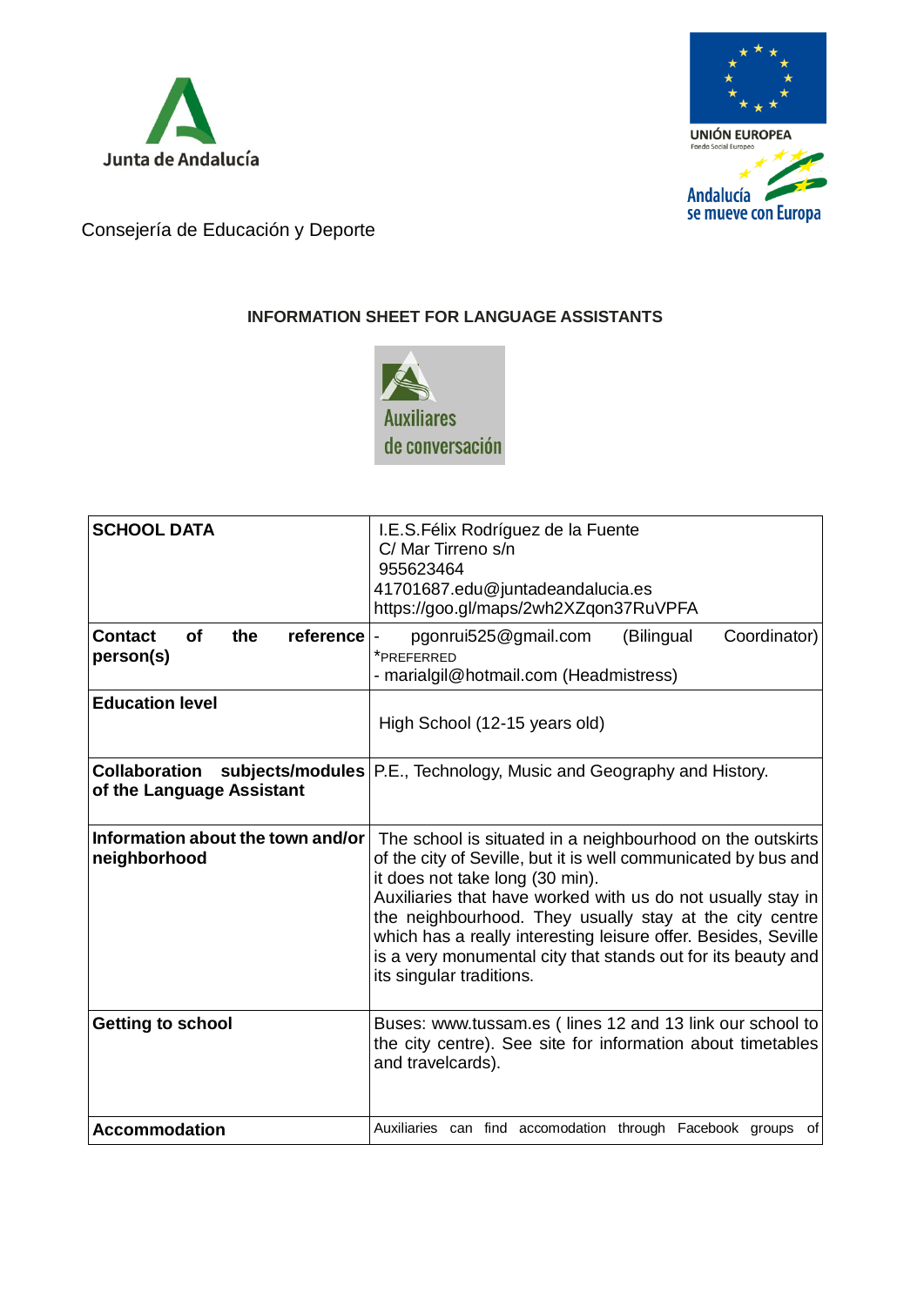Junta de Andalucía

UNIÓN EUROPEA
Fondo Social Europeo

Andalucía se mueve con Europa

Consejería de Educación y Deporte

### INFORMATION SHEET FOR LANGUAGE ASSISTANTS

Auxiliares de conversación

| **SCHOOL DATA** | I.E.S.Félix Rodríguez de la Fuente<br>C/ Mar Tirreno s/n<br>955623464<br>41701687.edu@juntadeandalucia.es<br>https://goo.gl/maps/2wh2XZqon37RuVPFA |
|---|---|
| **Contact of the reference person(s)** | - pgonrui525@gmail.com (Bilingual Coordinator) *PREFERRED<br>- marialgil@hotmail.com (Headmistress) |
| **Education level** | High School (12-15 years old) |
| **Collaboration subjects/modules of the Language Assistant** | P.E., Technology, Music and Geography and History. |
| **Information about the town and/or neighborhood** | The school is situated in a neighbourhood on the outskirts of the city of Seville, but it is well communicated by bus and it does not take long (30 min).<br>Auxiliaries that have worked with us do not usually stay in the neighbourhood. They usually stay at the city centre which has a really interesting leisure offer. Besides, Seville is a very monumental city that stands out for its beauty and its singular traditions. |
| **Getting to school** | Buses: www.tussam.es ( lines 12 and 13 link our school to the city centre). See site for information about timetables and travelcards). |
| **Accommodation** | Auxiliaries can find accomodation through Facebook groups of |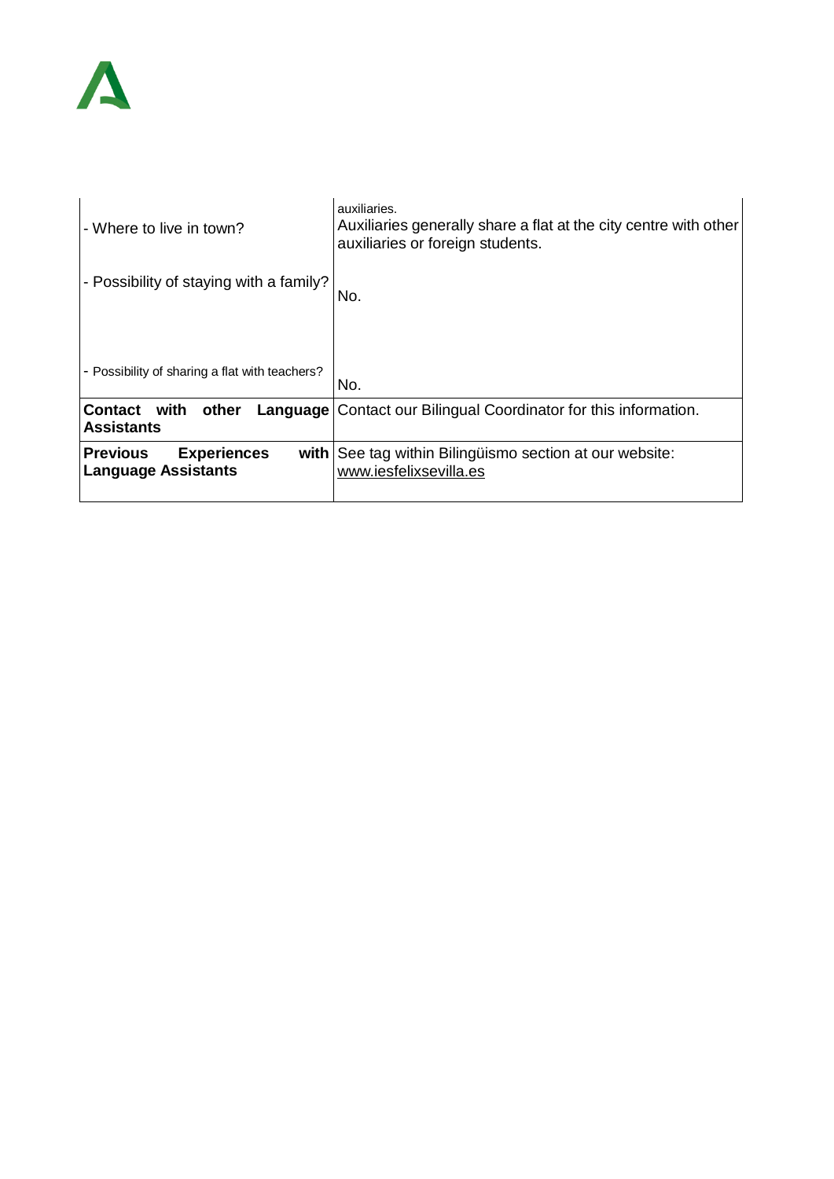| | |
|---|---|
| - Where to live in town? | auxiliaries.<br>Auxiliaries generally share a flat at the city centre with other auxiliaries or foreign students. |
| - Possibility of staying with a family? | No. |
| - Possibility of sharing a flat with teachers? | No. |
| **Contact with other Language Assistants** | Contact our Bilingual Coordinator for this information. |
| **Previous Experiences with Language Assistants** | See tag within Bilingüismo section at our website: www.iesfelixsevilla.es |